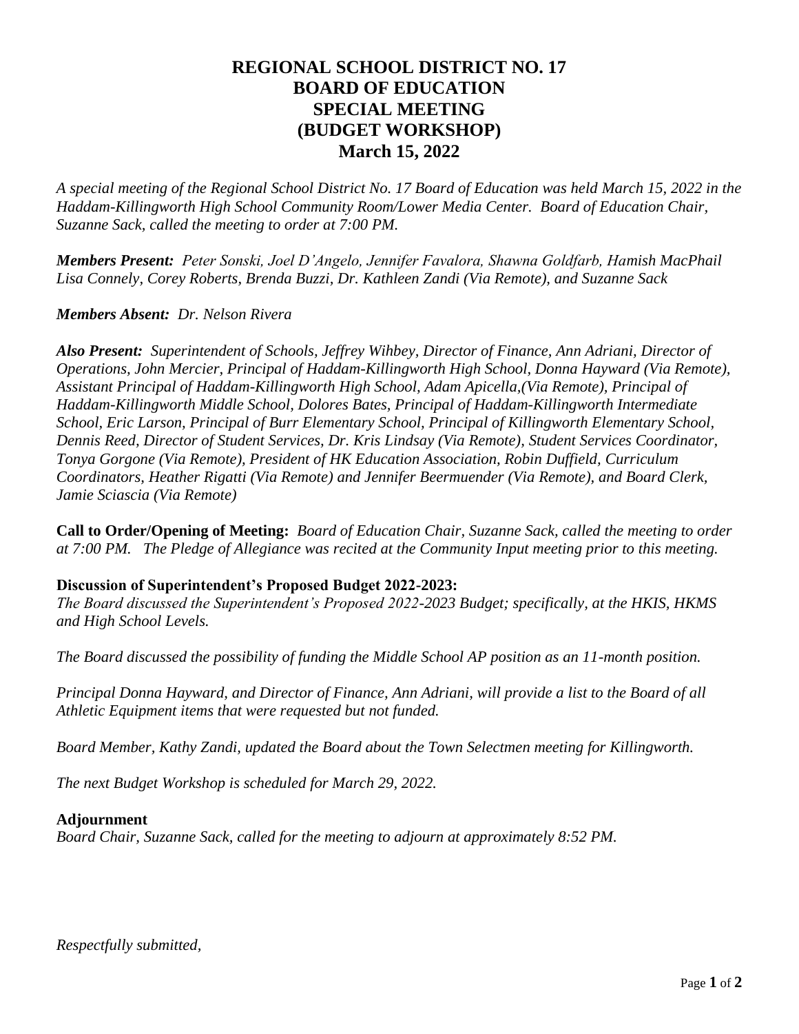# REGIONAL SCHOOL DISTRICT NO. 17
# BOARD OF EDUCATION
# SPECIAL MEETING
# (BUDGET WORKSHOP)
# March 15, 2022

*A special meeting of the Regional School District No. 17 Board of Education was held March 15, 2022 in the Haddam-Killingworth High School Community Room/Lower Media Center. Board of Education Chair, Suzanne Sack, called the meeting to order at 7:00 PM.*

***Members Present:*** *Peter Sonski, Joel D'Angelo, Jennifer Favalora, Shawna Goldfarb, Hamish MacPhail Lisa Connely, Corey Roberts, Brenda Buzzi, Dr. Kathleen Zandi (Via Remote), and Suzanne Sack*

***Members Absent:*** *Dr. Nelson Rivera*

***Also Present:*** *Superintendent of Schools, Jeffrey Wihbey, Director of Finance, Ann Adriani, Director of Operations, John Mercier, Principal of Haddam-Killingworth High School, Donna Hayward (Via Remote), Assistant Principal of Haddam-Killingworth High School, Adam Apicella,(Via Remote), Principal of Haddam-Killingworth Middle School, Dolores Bates, Principal of Haddam-Killingworth Intermediate School, Eric Larson, Principal of Burr Elementary School, Principal of Killingworth Elementary School, Dennis Reed, Director of Student Services, Dr. Kris Lindsay (Via Remote), Student Services Coordinator, Tonya Gorgone (Via Remote), President of HK Education Association, Robin Duffield, Curriculum Coordinators, Heather Rigatti (Via Remote) and Jennifer Beermuender (Via Remote), and Board Clerk, Jamie Sciascia (Via Remote)*

**Call to Order/Opening of Meeting:** *Board of Education Chair, Suzanne Sack, called the meeting to order at 7:00 PM. The Pledge of Allegiance was recited at the Community Input meeting prior to this meeting.*

**Discussion of Superintendent's Proposed Budget 2022-2023:**
*The Board discussed the Superintendent's Proposed 2022-2023 Budget; specifically, at the HKIS, HKMS and High School Levels.*

*The Board discussed the possibility of funding the Middle School AP position as an 11-month position.*

*Principal Donna Hayward, and Director of Finance, Ann Adriani, will provide a list to the Board of all Athletic Equipment items that were requested but not funded.*

*Board Member, Kathy Zandi, updated the Board about the Town Selectmen meeting for Killingworth.*

*The next Budget Workshop is scheduled for March 29, 2022.*

**Adjournment**
*Board Chair, Suzanne Sack, called for the meeting to adjourn at approximately 8:52 PM.*

*Respectfully submitted,*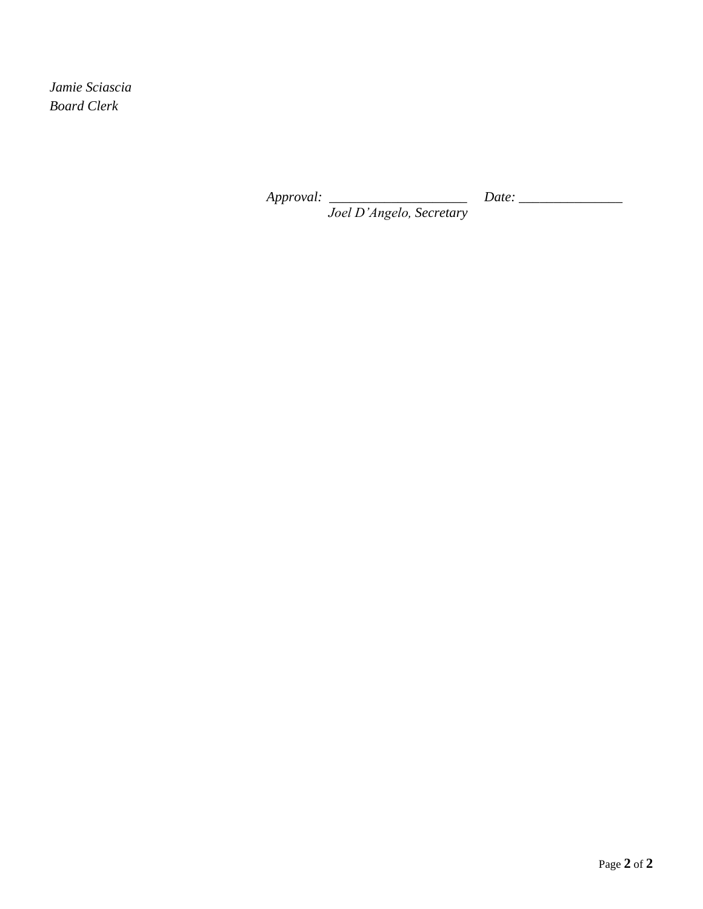*Jamie Sciascia*
*Board Clerk*

*Approval:* ____________________ *Date:* _______________
*Joel D'Angelo, Secretary*